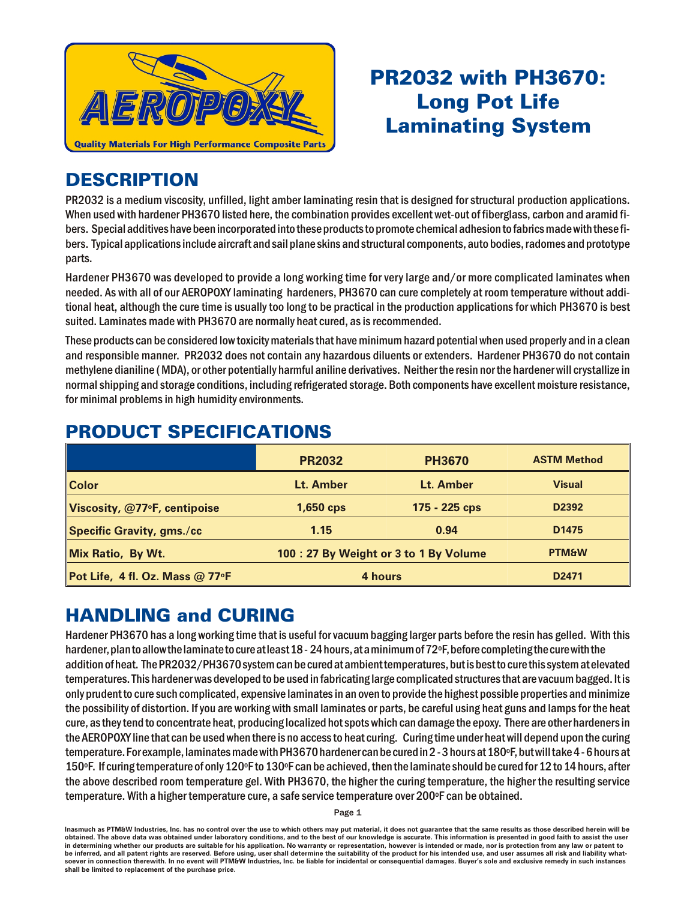AEROPOXY

Quality Materials For High Performance Composite Parts

# PR2032 with PH3670: Long Pot Life Laminating System

## DESCRIPTION

PR2032 is a medium viscosity, unfilled, light amber laminating resin that is designed for structural production applications. When used with hardener PH3670 listed here, the combination provides excellent wet-out of fiberglass, carbon and aramid fibers. Special additives have been incorporated into these products to promote chemical adhesion to fabrics made with these fibers. Typical applications include aircraft and sail plane skins and structural components, auto bodies, radomes and prototype parts.

Hardener PH3670 was developed to provide a long working time for very large and/or more complicated laminates when needed. As with all of our AEROPOXY laminating hardeners, PH3670 can cure completely at room temperature without additional heat, although the cure time is usually too long to be practical in the production applications for which PH3670 is best suited. Laminates made with PH3670 are normally heat cured, as is recommended.

These products can be considered low toxicity materials that have minimum hazard potential when used properly and in a clean and responsible manner. PR2032 does not contain any hazardous diluents or extenders. Hardener PH3670 do not contain methylene dianiline (MDA), or other potentially harmful aniline derivatives. Neither the resin nor the hardener will crystallize in normal shipping and storage conditions, including refrigerated storage. Both components have excellent moisture resistance, for minimal problems in high humidity environments.

## PRODUCT SPECIFICATIONS

| | PR2032 | PH3670 | ASTM Method |
|---|---|---|---|
| **Color** | Lt. Amber | Lt. Amber | Visual |
| **Viscosity, @77°F, centipoise** | 1,650 cps | 175 - 225 cps | D2392 |
| **Specific Gravity, gms./cc** | 1.15 | 0.94 | D1475 |
| **Mix Ratio, By Wt.** | 100 : 27 By Weight or 3 to 1 By Volume | | PTM&W |
| **Pot Life, 4 fl. Oz. Mass @ 77°F** | 4 hours | | D2471 |

## HANDLING and CURING

Hardener PH3670 has a long working time that is useful for vacuum bagging larger parts before the resin has gelled. With this hardener, plan to allow the laminate to cure at least 18 - 24 hours, at a minimum of 72°F, before completing the cure with the addition of heat. The PR2032/PH3670 system can be cured at ambient temperatures, but is best to cure this system at elevated temperatures. This hardener was developed to be used in fabricating large complicated structures that are vacuum bagged. It is only prudent to cure such complicated, expensive laminates in an oven to provide the highest possible properties and minimize the possibility of distortion. If you are working with small laminates or parts, be careful using heat guns and lamps for the heat cure, as they tend to concentrate heat, producing localized hot spots which can damage the epoxy. There are other hardeners in the AEROPOXY line that can be used when there is no access to heat curing. Curing time under heat will depend upon the curing temperature. For example, laminates made with PH3670 hardener can be cured in 2 - 3 hours at 180°F, but will take 4 - 6 hours at 150°F. If curing temperature of only 120°F to 130°F can be achieved, then the laminate should be cured for 12 to 14 hours, after the above described room temperature gel. With PH3670, the higher the curing temperature, the higher the resulting service temperature. With a higher temperature cure, a safe service temperature over 200°F can be obtained.

**Inasmuch as PTM&W Industries, Inc. has no control over the use to which others may put material, it does not guarantee that the same results as those described herein will be obtained. The above data was obtained under laboratory conditions, and to the best of our knowledge is accurate. This information is presented in good faith to assist the user in determining whether our products are suitable for his application. No warranty or representation, however is intended or made, nor is protection from any law or patent to be inferred, and all patent rights are reserved. Before using, user shall determine the suitability of the product for his intended use, and user assumes all risk and liability whatsoever in connection therewith. In no event will PTM&W Industries, Inc. be liable for incidental or consequential damages. Buyer's sole and exclusive remedy in such instances shall be limited to replacement of the purchase price.**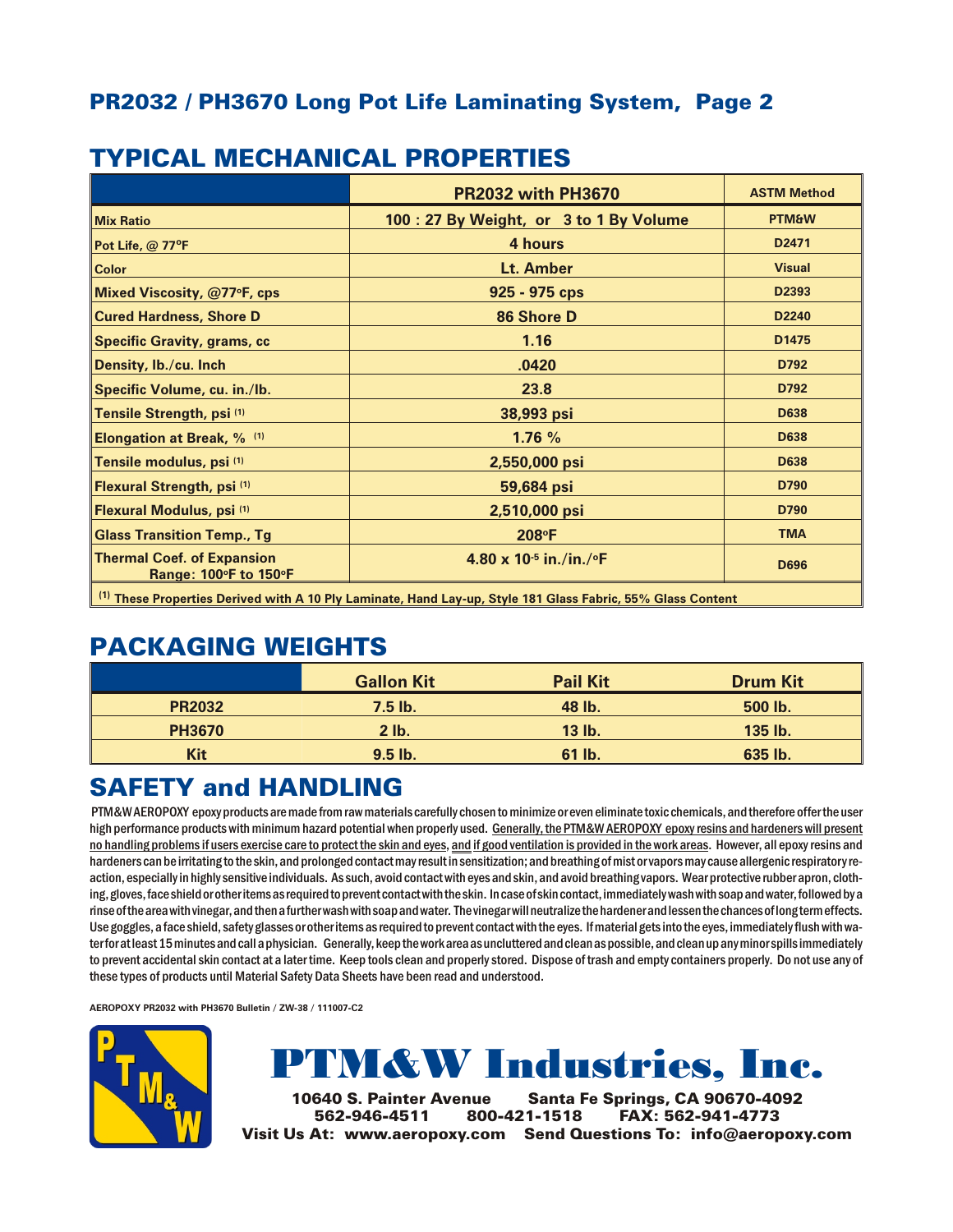## PR2032 / PH3670 Long Pot Life Laminating System, Page 2

## TYPICAL MECHANICAL PROPERTIES

| | PR2032 with PH3670 | ASTM Method |
|---|---|---|
| Mix Ratio | 100 : 27 By Weight, or 3 to 1 By Volume | PTM&W |
| Pot Life, @ 77°F | 4 hours | D2471 |
| Color | Lt. Amber | Visual |
| Mixed Viscosity, @77°F, cps | 925 - 975 cps | D2393 |
| Cured Hardness, Shore D | 86 Shore D | D2240 |
| Specific Gravity, grams, cc | 1.16 | D1475 |
| Density, lb./cu. Inch | .0420 | D792 |
| Specific Volume, cu. in./lb. | 23.8 | D792 |
| Tensile Strength, psi [1] | 38,993 psi | D638 |
| Elongation at Break, % [1] | 1.76 % | D638 |
| Tensile modulus, psi [1] | 2,550,000 psi | D638 |
| Flexural Strength, psi [1] | 59,684 psi | D790 |
| Flexural Modulus, psi [1] | 2,510,000 psi | D790 |
| Glass Transition Temp., Tg | 208°F | TMA |
| Thermal Coef. of Expansion Range: 100°F to 150°F | $4.80 \times 10^{-5}$ in./in./°F | D696 |

[1] These Properties Derived with A 10 Ply Laminate, Hand Lay-up, Style 181 Glass Fabric, 55% Glass Content

## PACKAGING WEIGHTS

| | Gallon Kit | Pail Kit | Drum Kit |
|---|---|---|---|
| PR2032 | 7.5 lb. | 48 lb. | 500 lb. |
| PH3670 | 2 lb. | 13 lb. | 135 lb. |
| Kit | 9.5 lb. | 61 lb. | 635 lb. |

## SAFETY and HANDLING

PTM&W AEROPOXY epoxy products are made from raw materials carefully chosen to minimize or even eliminate toxic chemicals, and therefore offer the user high performance products with minimum hazard potential when properly used. Generally, the PTM&W AEROPOXY epoxy resins and hardeners will present no handling problems if users exercise care to protect the skin and eyes, and if good ventilation is provided in the work areas. However, all epoxy resins and hardeners can be irritating to the skin, and prolonged contact may result in sensitization; and breathing of mist or vapors may cause allergenic respiratory reaction, especially in highly sensitive individuals. As such, avoid contact with eyes and skin, and avoid breathing vapors. Wear protective rubber apron, clothing, gloves, face shield or other items as required to prevent contact with the skin. In case of skin contact, immediately wash with soap and water, followed by a rinse of the area with vinegar, and then a further wash with soap and water. The vinegar will neutralize the hardener and lessen the chances of long term effects. Use goggles, a face shield, safety glasses or other items as required to prevent contact with the eyes. If material gets into the eyes, immediately flush with water for at least 15 minutes and call a physician. Generally, keep the work area as uncluttered and clean as possible, and clean up any minor spills immediately to prevent accidental skin contact at a later time. Keep tools clean and properly stored. Dispose of trash and empty containers properly. Do not use any of these types of products until Material Safety Data Sheets have been read and understood.

AEROPOXY PR2032 with PH3670 Bulletin / ZW-38 / 111007-C2

# PTM&W Industries, Inc.

10640 S. Painter Avenue Santa Fe Springs, CA 90670-4092
562-946-4511 800-421-1518 FAX: 562-941-4773
Visit Us At: www.aeropoxy.com Send Questions To: info@aeropoxy.com